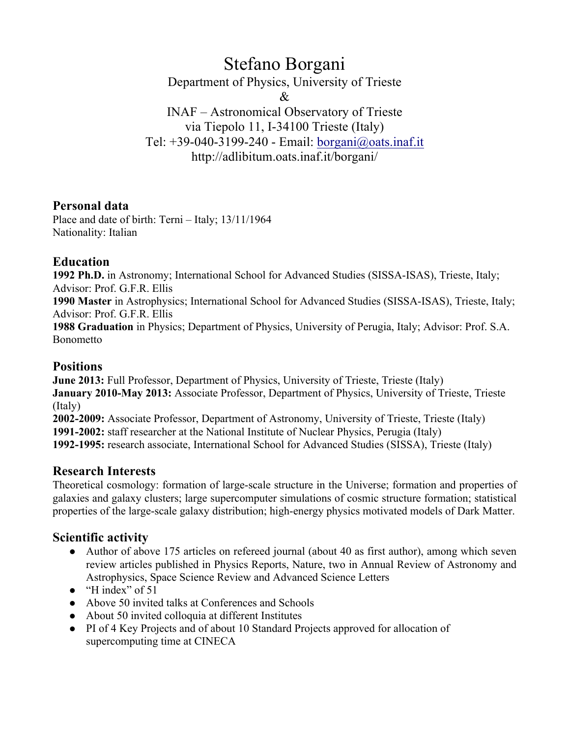# Stefano Borgani

Department of Physics, University of Trieste

&

INAF – Astronomical Observatory of Trieste

via Tiepolo 11, I-34100 Trieste (Italy)

Tel: +39-040-3199-240 - Email: borgani@oats.inaf.it

http://adlibitum.oats.inaf.it/borgani/

## Personal data

Place and date of birth: Terni – Italy; 13/11/1964

Nationality: Italian

## Education

**1992 Ph.D.** in Astronomy; International School for Advanced Studies (SISSA-ISAS), Trieste, Italy; Advisor: Prof. G.F.R. Ellis

**1990 Master** in Astrophysics; International School for Advanced Studies (SISSA-ISAS), Trieste, Italy; Advisor: Prof. G.F.R. Ellis

**1988 Graduation** in Physics; Department of Physics, University of Perugia, Italy; Advisor: Prof. S.A. Bonometto

## Positions

**June 2013:** Full Professor, Department of Physics, University of Trieste, Trieste (Italy)

**January 2010-May 2013:** Associate Professor, Department of Physics, University of Trieste, Trieste (Italy)

**2002-2009:** Associate Professor, Department of Astronomy, University of Trieste, Trieste (Italy)

**1991-2002:** staff researcher at the National Institute of Nuclear Physics, Perugia (Italy)

**1992-1995:** research associate, International School for Advanced Studies (SISSA), Trieste (Italy)

## Research Interests

Theoretical cosmology: formation of large-scale structure in the Universe; formation and properties of galaxies and galaxy clusters; large supercomputer simulations of cosmic structure formation; statistical properties of the large-scale galaxy distribution; high-energy physics motivated models of Dark Matter.

## Scientific activity

- Author of above 175 articles on refereed journal (about 40 as first author), among which seven review articles published in Physics Reports, Nature, two in Annual Review of Astronomy and Astrophysics, Space Science Review and Advanced Science Letters
- "H index" of 51
- Above 50 invited talks at Conferences and Schools
- About 50 invited colloquia at different Institutes
- PI of 4 Key Projects and of about 10 Standard Projects approved for allocation of supercomputing time at CINECA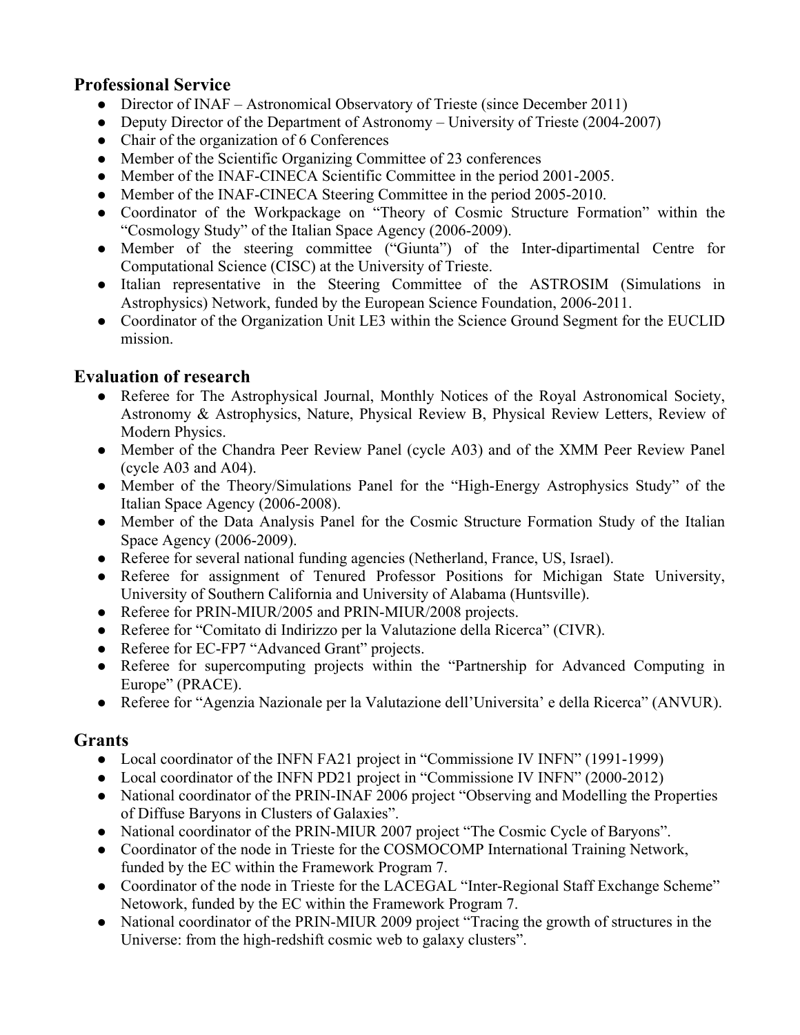## Professional Service

- Director of INAF – Astronomical Observatory of Trieste (since December 2011)
- Deputy Director of the Department of Astronomy – University of Trieste (2004-2007)
- Chair of the organization of 6 Conferences
- Member of the Scientific Organizing Committee of 23 conferences
- Member of the INAF-CINECA Scientific Committee in the period 2001-2005.
- Member of the INAF-CINECA Steering Committee in the period 2005-2010.
- Coordinator of the Workpackage on "Theory of Cosmic Structure Formation" within the "Cosmology Study" of the Italian Space Agency (2006-2009).
- Member of the steering committee ("Giunta") of the Inter-dipartimental Centre for Computational Science (CISC) at the University of Trieste.
- Italian representative in the Steering Committee of the ASTROSIM (Simulations in Astrophysics) Network, funded by the European Science Foundation, 2006-2011.
- Coordinator of the Organization Unit LE3 within the Science Ground Segment for the EUCLID mission.

## Evaluation of research

- Referee for The Astrophysical Journal, Monthly Notices of the Royal Astronomical Society, Astronomy & Astrophysics, Nature, Physical Review B, Physical Review Letters, Review of Modern Physics.
- Member of the Chandra Peer Review Panel (cycle A03) and of the XMM Peer Review Panel (cycle A03 and A04).
- Member of the Theory/Simulations Panel for the "High-Energy Astrophysics Study" of the Italian Space Agency (2006-2008).
- Member of the Data Analysis Panel for the Cosmic Structure Formation Study of the Italian Space Agency (2006-2009).
- Referee for several national funding agencies (Netherland, France, US, Israel).
- Referee for assignment of Tenured Professor Positions for Michigan State University, University of Southern California and University of Alabama (Huntsville).
- Referee for PRIN-MIUR/2005 and PRIN-MIUR/2008 projects.
- Referee for "Comitato di Indirizzo per la Valutazione della Ricerca" (CIVR).
- Referee for EC-FP7 "Advanced Grant" projects.
- Referee for supercomputing projects within the "Partnership for Advanced Computing in Europe" (PRACE).
- Referee for "Agenzia Nazionale per la Valutazione dell'Universita' e della Ricerca" (ANVUR).

## Grants

- Local coordinator of the INFN FA21 project in "Commissione IV INFN" (1991-1999)
- Local coordinator of the INFN PD21 project in "Commissione IV INFN" (2000-2012)
- National coordinator of the PRIN-INAF 2006 project "Observing and Modelling the Properties of Diffuse Baryons in Clusters of Galaxies".
- National coordinator of the PRIN-MIUR 2007 project "The Cosmic Cycle of Baryons".
- Coordinator of the node in Trieste for the COSMOCOMP International Training Network, funded by the EC within the Framework Program 7.
- Coordinator of the node in Trieste for the LACEGAL "Inter-Regional Staff Exchange Scheme" Netowork, funded by the EC within the Framework Program 7.
- National coordinator of the PRIN-MIUR 2009 project "Tracing the growth of structures in the Universe: from the high-redshift cosmic web to galaxy clusters".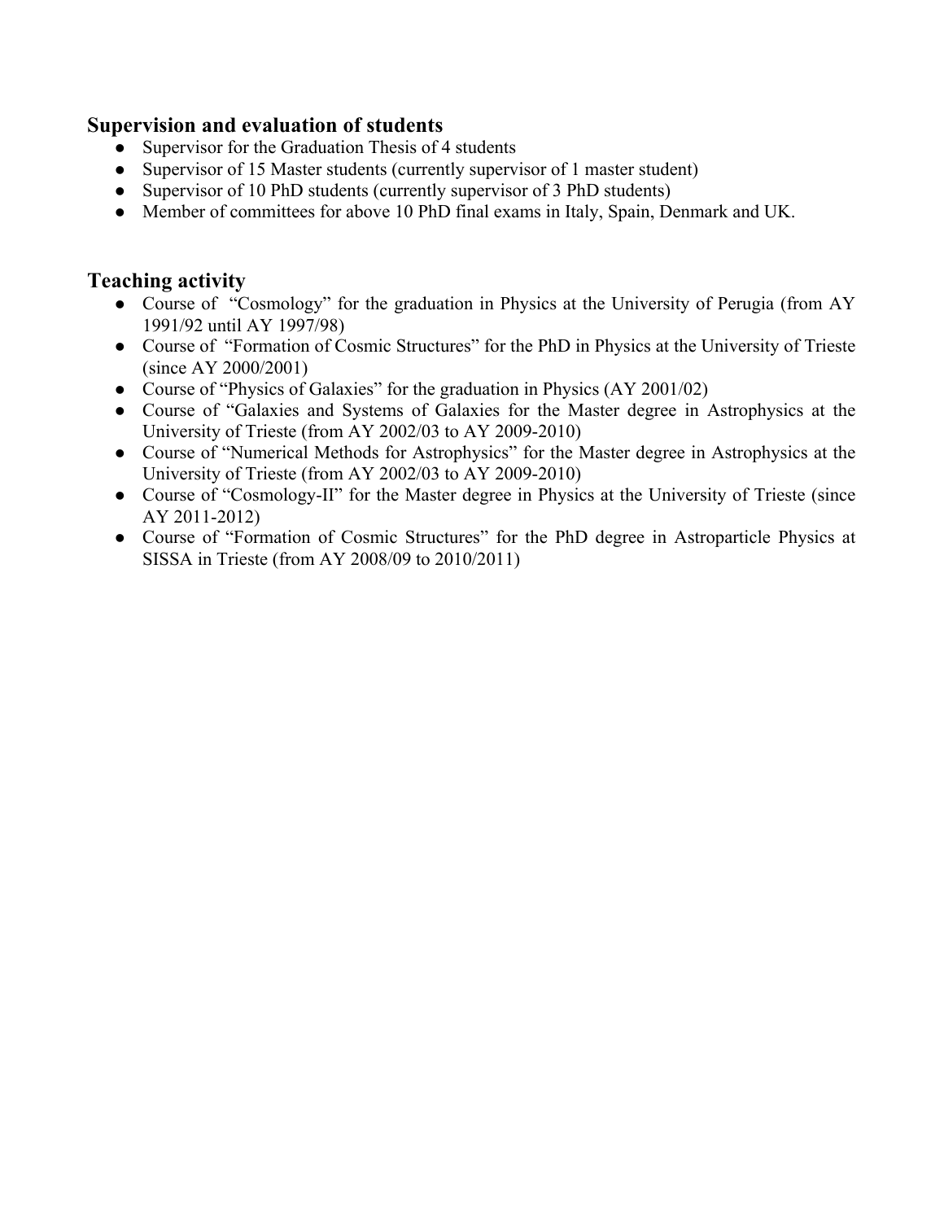## Supervision and evaluation of students

- Supervisor for the Graduation Thesis of 4 students
- Supervisor of 15 Master students (currently supervisor of 1 master student)
- Supervisor of 10 PhD students (currently supervisor of 3 PhD students)
- Member of committees for above 10 PhD final exams in Italy, Spain, Denmark and UK.

## Teaching activity

- Course of "Cosmology" for the graduation in Physics at the University of Perugia (from AY 1991/92 until AY 1997/98)
- Course of "Formation of Cosmic Structures" for the PhD in Physics at the University of Trieste (since AY 2000/2001)
- Course of "Physics of Galaxies" for the graduation in Physics (AY 2001/02)
- Course of "Galaxies and Systems of Galaxies for the Master degree in Astrophysics at the University of Trieste (from AY 2002/03 to AY 2009-2010)
- Course of "Numerical Methods for Astrophysics" for the Master degree in Astrophysics at the University of Trieste (from AY 2002/03 to AY 2009-2010)
- Course of "Cosmology-II" for the Master degree in Physics at the University of Trieste (since AY 2011-2012)
- Course of "Formation of Cosmic Structures" for the PhD degree in Astroparticle Physics at SISSA in Trieste (from AY 2008/09 to 2010/2011)